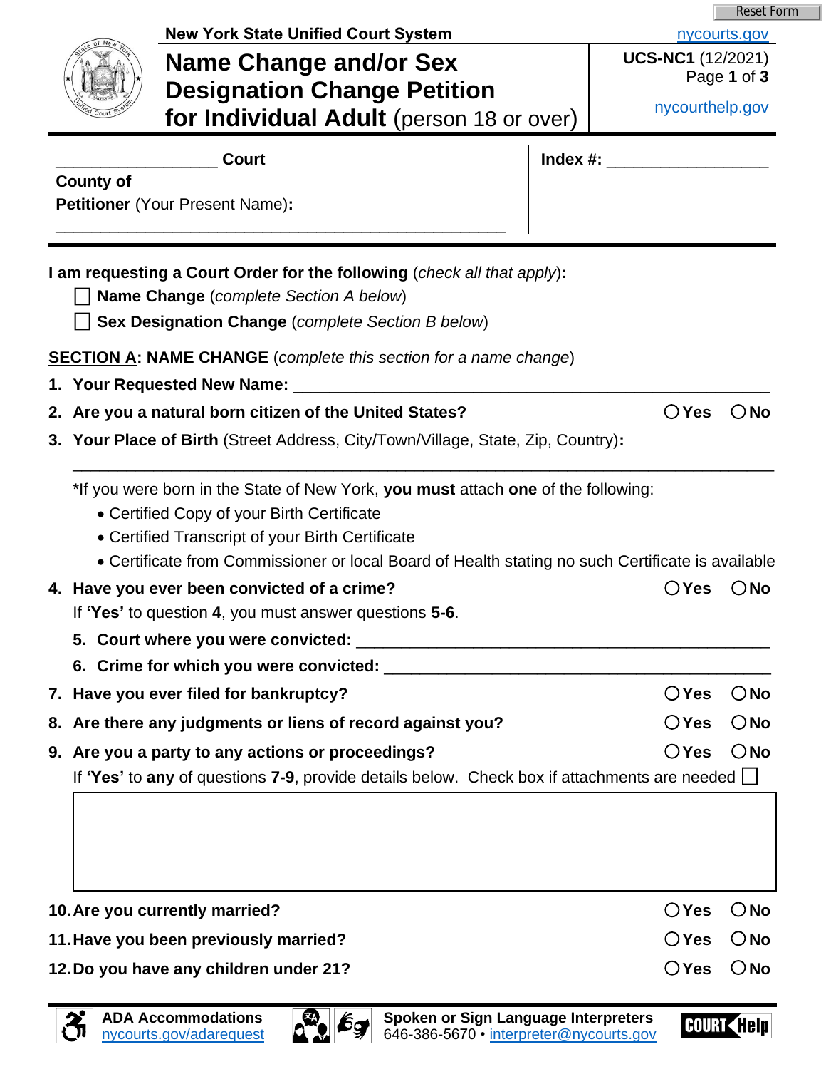New York State Unified Court System

nycourts.gov

# Name Change and/or Sex Designation Change Petition for Individual Adult (person 18 or over)

**UCS-NC1** (12/2021)

nycourthelp.gov

\_\_\_\_\_\_\_\_\_\_\_\_\_\_\_\_\_\_ **Court**

**County of** \_\_\_\_\_\_\_\_\_\_\_\_\_\_\_\_\_\_

**Petitioner** (Your Present Name)**:**

\_\_\_\_\_\_\_\_\_\_\_\_\_\_\_\_\_\_\_\_\_\_\_\_\_\_\_\_\_\_\_\_\_\_\_\_\_\_\_\_\_\_\_\_\_\_\_\_

**Index #:** \_\_\_\_\_\_\_\_\_\_\_\_\_\_\_\_\_\_

**I am requesting a Court Order for the following** (*check all that apply*)**:**

- ☐ **Name Change** (*complete Section A below*)
- ☐ **Sex Designation Change** (*complete Section B below*)

**SECTION A: NAME CHANGE** (*complete this section for a name change*)

1. **Your Requested New Name:** \_\_\_\_\_\_\_\_\_\_\_\_\_\_\_\_\_\_\_\_\_\_\_\_\_\_\_\_\_\_\_\_\_\_\_\_\_\_\_\_\_\_\_\_\_\_\_\_
2. **Are you a natural born citizen of the United States?** ○ Yes ○ No
3. **Your Place of Birth** (Street Address, City/Town/Village, State, Zip, Country)**:**

   \_\_\_\_\_\_\_\_\_\_\_\_\_\_\_\_\_\_\_\_\_\_\_\_\_\_\_\_\_\_\_\_\_\_\_\_\_\_\_\_\_\_\_\_\_\_\_\_\_\_\_\_\_\_\_\_\_\_\_\_\_\_\_\_\_\_\_\_

   *If you were born in the State of New York, **you must** attach **one** of the following:
   - Certified Copy of your Birth Certificate
   - Certified Transcript of your Birth Certificate
   - Certificate from Commissioner or local Board of Health stating no such Certificate is available
4. **Have you ever been convicted of a crime?** ○ Yes ○ No

   If **'Yes'** to question **4**, you must answer questions **5-6**.

   5. **Court where you were convicted:** \_\_\_\_\_\_\_\_\_\_\_\_\_\_\_\_\_\_\_\_\_\_\_\_\_\_\_\_\_\_\_\_\_\_\_\_\_\_\_\_\_\_\_\_
   6. **Crime for which you were convicted:** \_\_\_\_\_\_\_\_\_\_\_\_\_\_\_\_\_\_\_\_\_\_\_\_\_\_\_\_\_\_\_\_\_\_\_\_\_\_\_\_
7. **Have you ever filed for bankruptcy?** ○ Yes ○ No
8. **Are there any judgments or liens of record against you?** ○ Yes ○ No
9. **Are you a party to any actions or proceedings?** ○ Yes ○ No

   If **'Yes'** to **any** of questions **7-9**, provide details below. Check box if attachments are needed ☐

   |   |
   |---|
   |   |

10. **Are you currently married?** ○ Yes ○ No
11. **Have you been previously married?** ○ Yes ○ No
12. **Do you have any children under 21?** ○ Yes ○ No

**ADA Accommodations** nycourts.gov/adarequest

**Spoken or Sign Language Interpreters** 646-386-5670 • interpreter@nycourts.gov

COURT Help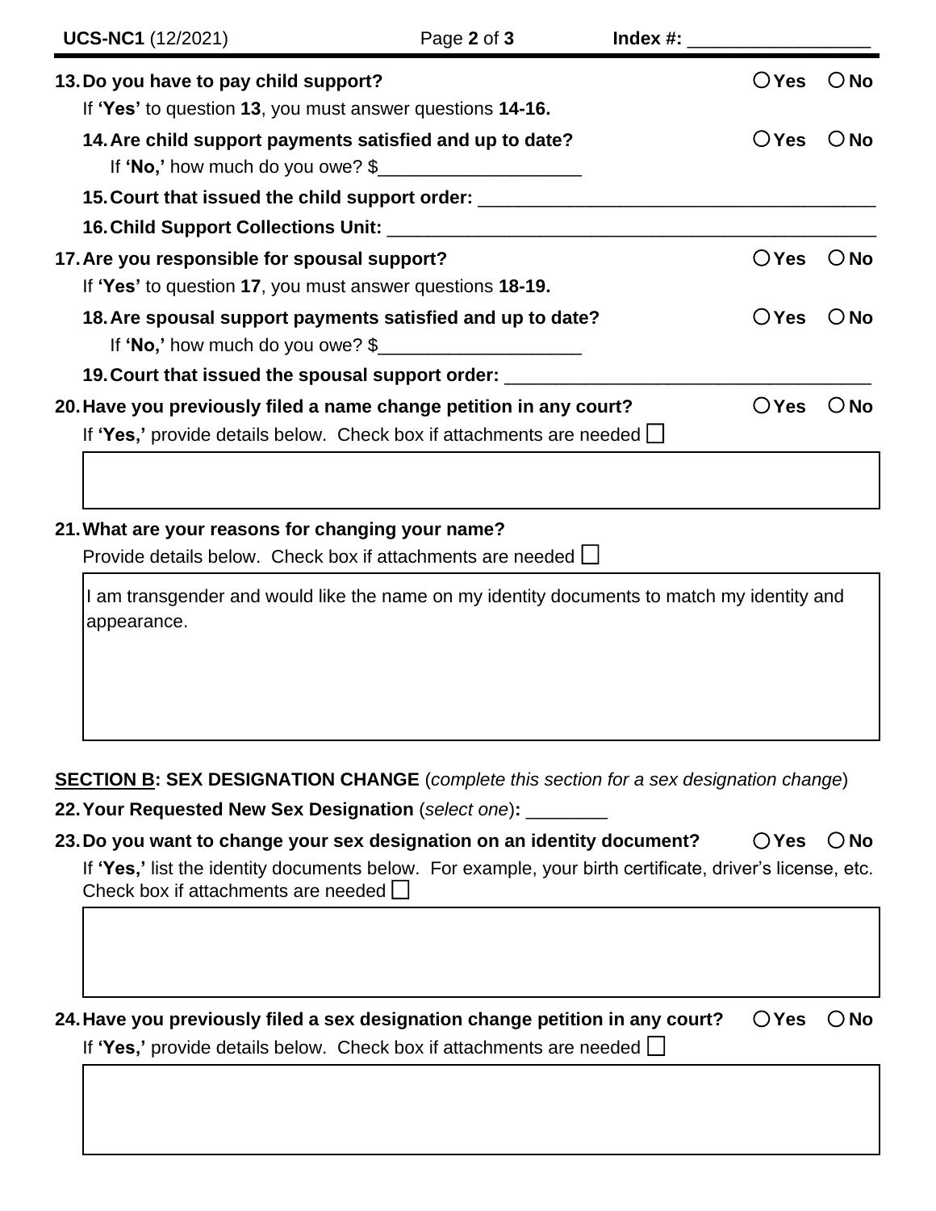**13. Do you have to pay child support?** ○ **Yes** ○ **No**

If **'Yes'** to question **13**, you must answer questions **14-16.**

**14. Are child support payments satisfied and up to date?** ○ **Yes** ○ **No**

If **'No,'** how much do you owe? $____________________

**15. Court that issued the child support order:** ________________________________________

**16. Child Support Collections Unit:** ________________________________________

**17. Are you responsible for spousal support?** ○ **Yes** ○ **No**

If **'Yes'** to question **17**, you must answer questions **18-19.**

**18. Are spousal support payments satisfied and up to date?** ○ **Yes** ○ **No**

If **'No,'** how much do you owe? $____________________

**19. Court that issued the spousal support order:** ____________________________________

**20. Have you previously filed a name change petition in any court?** ○ **Yes** ○ **No**

If **'Yes,'** provide details below. Check box if attachments are needed ☐

**21. What are your reasons for changing your name?**

Provide details below. Check box if attachments are needed ☐

I am transgender and would like the name on my identity documents to match my identity and appearance.

## SECTION B: SEX DESIGNATION CHANGE (*complete this section for a sex designation change*)

**22. Your Requested New Sex Designation** (*select one*)**:** ________

**23. Do you want to change your sex designation on an identity document?** ○ **Yes** ○ **No**

If **'Yes,'** list the identity documents below. For example, your birth certificate, driver's license, etc. Check box if attachments are needed ☐

**24. Have you previously filed a sex designation change petition in any court?** ○ **Yes** ○ **No**

If **'Yes,'** provide details below. Check box if attachments are needed ☐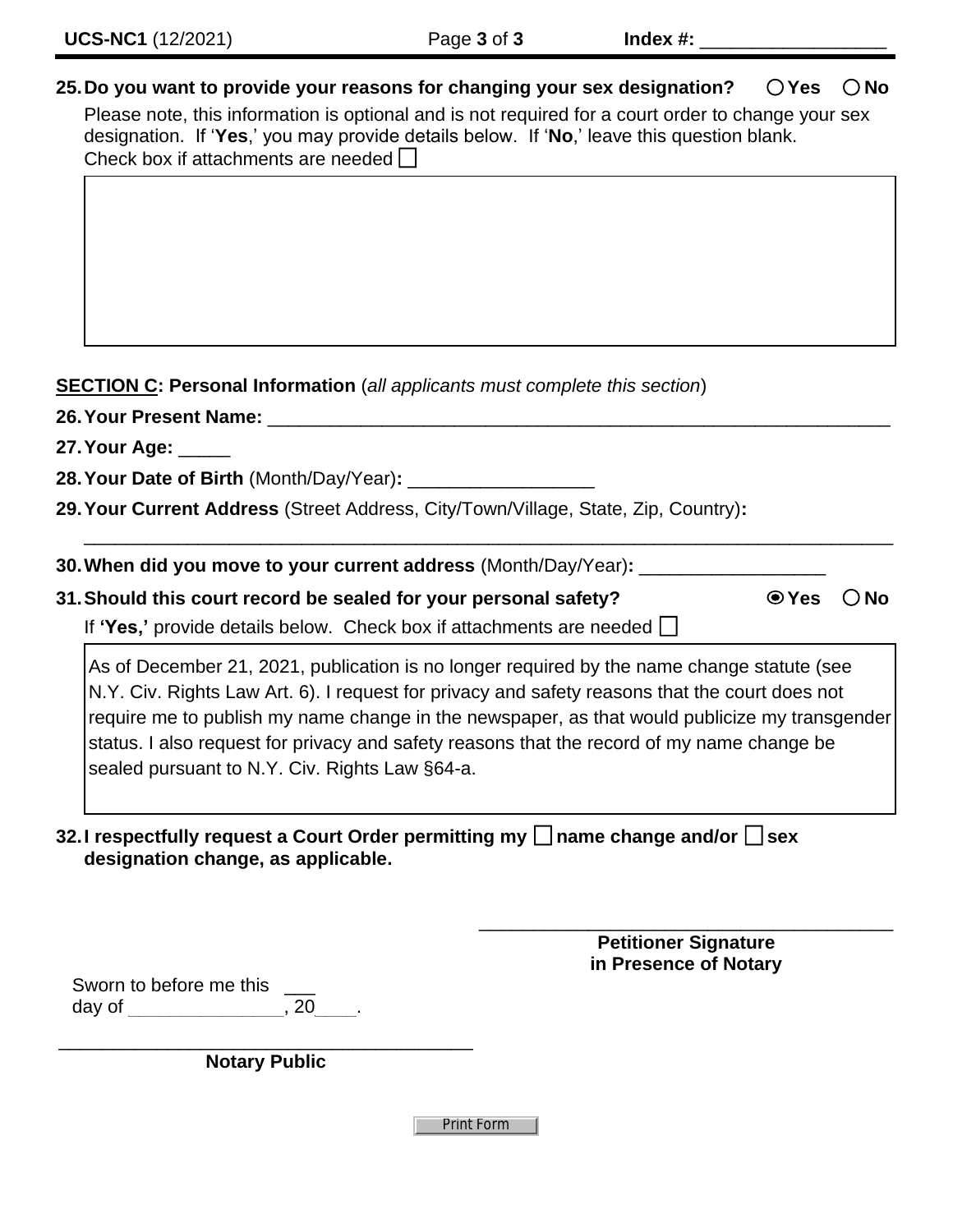**25. Do you want to provide your reasons for changing your sex designation?** ○ Yes ○ No

Please note, this information is optional and is not required for a court order to change your sex designation. If '**Yes**,' you may provide details below. If '**No**,' leave this question blank.
Check box if attachments are needed ☐

**SECTION C: Personal Information** (*all applicants must complete this section*)

**26. Your Present Name:** ______________________________________________

**27. Your Age:** _____

**28. Your Date of Birth** (Month/Day/Year)**:** __________________

**29. Your Current Address** (Street Address, City/Town/Village, State, Zip, Country)**:**

______________________________________________

**30. When did you move to your current address** (Month/Day/Year)**:** __________________

**31. Should this court record be sealed for your personal safety?** ◉ Yes ○ No

If **'Yes,'** provide details below. Check box if attachments are needed ☐

As of December 21, 2021, publication is no longer required by the name change statute (see N.Y. Civ. Rights Law Art. 6). I request for privacy and safety reasons that the court does not require me to publish my name change in the newspaper, as that would publicize my transgender status. I also request for privacy and safety reasons that the record of my name change be sealed pursuant to N.Y. Civ. Rights Law §64-a.

**32. I respectfully request a Court Order permitting my ☐ name change and/or ☐ sex designation change, as applicable.**

______________________________________
**Petitioner Signature in Presence of Notary**

Sworn to before me this ___ day of ______________, 20____.

______________________________________
**Notary Public**

Print Form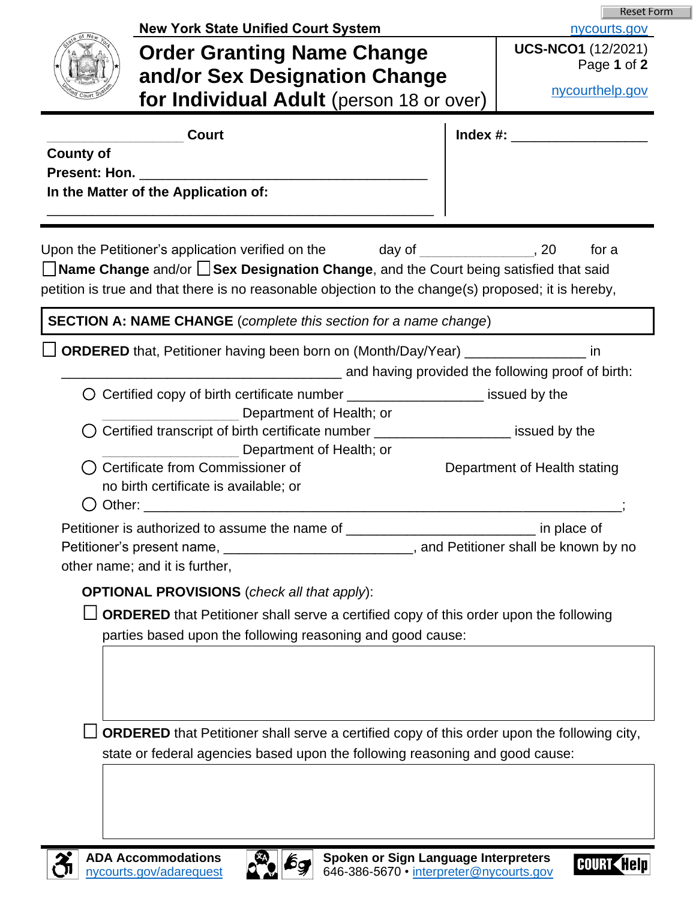Reset Form

New York State Unified Court System

nycourts.gov

# Order Granting Name Change and/or Sex Designation Change for Individual Adult (person 18 or over)

**UCS-NCO1** (12/2021)

nycourthelp.gov

________________ **Court**

**County of**

**Present: Hon.** ______________________________________

**In the Matter of the Application of:**

______________________________________________________

**Index #:** _________________

Upon the Petitioner's application verified on the ______ day of _______________, 20 ____ for a ☐ **Name Change** and/or ☐ **Sex Designation Change**, and the Court being satisfied that said petition is true and that there is no reasonable objection to the change(s) proposed; it is hereby,

**SECTION A: NAME CHANGE** (*complete this section for a name change*)

☐ **ORDERED** that, Petitioner having been born on (Month/Day/Year) _______________ in ____________________________________ and having provided the following proof of birth:

- ○ Certified copy of birth certificate number _________________ issued by the _________________ Department of Health; or
- ○ Certified transcript of birth certificate number _________________ issued by the _________________ Department of Health; or
- ○ Certificate from Commissioner of _________________ Department of Health stating no birth certificate is available; or
- ○ Other: ____________________________________________________________;

Petitioner is authorized to assume the name of ________________________ in place of Petitioner's present name, ________________________, and Petitioner shall be known by no other name; and it is further,

**OPTIONAL PROVISIONS** (*check all that apply*):

☐ **ORDERED** that Petitioner shall serve a certified copy of this order upon the following parties based upon the following reasoning and good cause:

☐ **ORDERED** that Petitioner shall serve a certified copy of this order upon the following city, state or federal agencies based upon the following reasoning and good cause:

**ADA Accommodations** nycourts.gov/adarequest

**Spoken or Sign Language Interpreters** 646-386-5670 • interpreter@nycourts.gov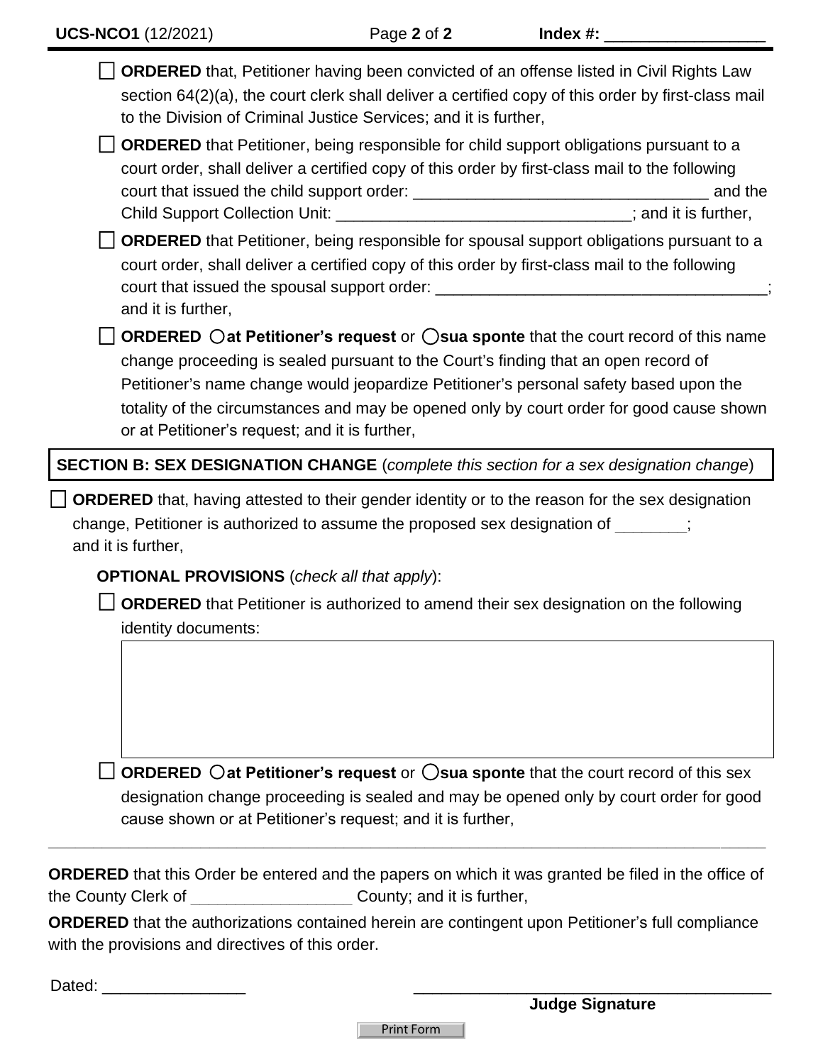☐ **ORDERED** that, Petitioner having been convicted of an offense listed in Civil Rights Law section 64(2)(a), the court clerk shall deliver a certified copy of this order by first-class mail to the Division of Criminal Justice Services; and it is further,

☐ **ORDERED** that Petitioner, being responsible for child support obligations pursuant to a court order, shall deliver a certified copy of this order by first-class mail to the following court that issued the child support order: _________________________________ and the Child Support Collection Unit: _________________________________; and it is further,

☐ **ORDERED** that Petitioner, being responsible for spousal support obligations pursuant to a court order, shall deliver a certified copy of this order by first-class mail to the following court that issued the spousal support order: _____________________________________; and it is further,

☐ **ORDERED** ◯ **at Petitioner's request** or ◯ **sua sponte** that the court record of this name change proceeding is sealed pursuant to the Court's finding that an open record of Petitioner's name change would jeopardize Petitioner's personal safety based upon the totality of the circumstances and may be opened only by court order for good cause shown or at Petitioner's request; and it is further,

## SECTION B: SEX DESIGNATION CHANGE (*complete this section for a sex designation change*)

☐ **ORDERED** that, having attested to their gender identity or to the reason for the sex designation change, Petitioner is authorized to assume the proposed sex designation of ________; and it is further,

**OPTIONAL PROVISIONS** (*check all that apply*):

☐ **ORDERED** that Petitioner is authorized to amend their sex designation on the following identity documents:

|  |
|---|
|  |

☐ **ORDERED** ◯ **at Petitioner's request** or ◯ **sua sponte** that the court record of this sex designation change proceeding is sealed and may be opened only by court order for good cause shown or at Petitioner's request; and it is further,

---

**ORDERED** that this Order be entered and the papers on which it was granted be filed in the office of the County Clerk of __________________ County; and it is further,

**ORDERED** that the authorizations contained herein are contingent upon Petitioner's full compliance with the provisions and directives of this order.

Dated: ________________ ________________________________________

**Judge Signature**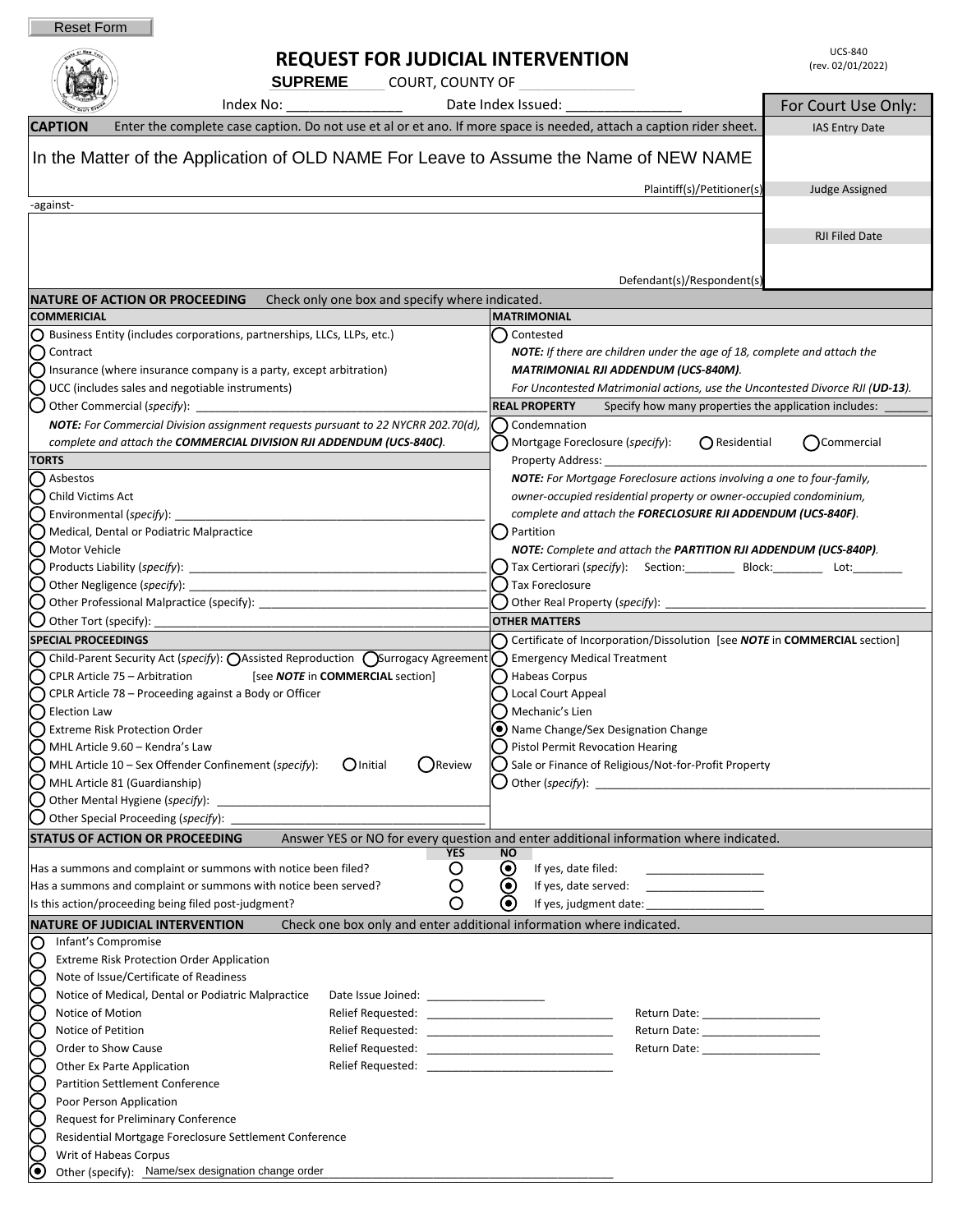Reset Form

# REQUEST FOR JUDICIAL INTERVENTION

UCS-840
(rev. 02/01/2022)

**SUPREME** COURT, COUNTY OF _______________

Index No: _______________ Date Index Issued: _______________

| For Court Use Only: |
|---|
| IAS Entry Date |
| |
| Judge Assigned |
| |
| RJI Filed Date |
| |

**CAPTION** Enter the complete case caption. Do not use et al or et ano. If more space is needed, attach a caption rider sheet.

In the Matter of the Application of OLD NAME For Leave to Assume the Name of NEW NAME

Plaintiff(s)/Petitioner(s)

-against-

Defendant(s)/Respondent(s)

## NATURE OF ACTION OR PROCEEDING

Check only one box and specify where indicated.

### COMMERCIAL

- ○ Business Entity (includes corporations, partnerships, LLCs, LLPs, etc.)
- ○ Contract
- ○ Insurance (where insurance company is a party, except arbitration)
- ○ UCC (includes sales and negotiable instruments)
- ○ Other Commercial (*specify*): _______________

***NOTE:*** *For Commercial Division assignment requests pursuant to 22 NYCRR 202.70(d), complete and attach the* ***COMMERCIAL DIVISION RJI ADDENDUM (UCS-840C)****.*

### TORTS

- ○ Asbestos
- ○ Child Victims Act
- ○ Environmental (*specify*): _______________
- ○ Medical, Dental or Podiatric Malpractice
- ○ Motor Vehicle
- ○ Products Liability (*specify*): _______________
- ○ Other Negligence (*specify*): _______________
- ○ Other Professional Malpractice (specify): _______________
- ○ Other Tort (specify): _______________

### SPECIAL PROCEEDINGS

- ○ Child-Parent Security Act (*specify*): ○ Assisted Reproduction ○ Surrogacy Agreement
- ○ CPLR Article 75 – Arbitration [see ***NOTE*** in **COMMERCIAL** section]
- ○ CPLR Article 78 – Proceeding against a Body or Officer
- ○ Election Law
- ○ Extreme Risk Protection Order
- ○ MHL Article 9.60 – Kendra's Law
- ○ MHL Article 10 – Sex Offender Confinement (*specify*): ○ Initial ○ Review
- ○ MHL Article 81 (Guardianship)
- ○ Other Mental Hygiene (*specify*): _______________
- ○ Other Special Proceeding (*specify*): _______________

### MATRIMONIAL

- ○ Contested

***NOTE:*** *If there are children under the age of 18, complete and attach the* ***MATRIMONIAL RJI ADDENDUM (UCS-840M)****.*
*For Uncontested Matrimonial actions, use the Uncontested Divorce RJI (****UD-13****).*

### REAL PROPERTY

Specify how many properties the application includes: _______

- ○ Condemnation
- ○ Mortgage Foreclosure (*specify*): ○ Residential ○ Commercial
  Property Address: _______________

***NOTE:*** *For Mortgage Foreclosure actions involving a one to four-family, owner-occupied residential property or owner-occupied condominium, complete and attach the* ***FORECLOSURE RJI ADDENDUM (UCS-840F)****.*

- ○ Partition

***NOTE:*** *Complete and attach the* ***PARTITION RJI ADDENDUM (UCS-840P)****.*

- ○ Tax Certiorari (*specify*): Section:________ Block:________ Lot:________
- ○ Tax Foreclosure
- ○ Other Real Property (*specify*): _______________

### OTHER MATTERS

- ○ Certificate of Incorporation/Dissolution [see ***NOTE*** in **COMMERCIAL** section]
- ○ Emergency Medical Treatment
- ○ Habeas Corpus
- ○ Local Court Appeal
- ○ Mechanic's Lien
- ◉ Name Change/Sex Designation Change
- ○ Pistol Permit Revocation Hearing
- ○ Sale or Finance of Religious/Not-for-Profit Property
- ○ Other (*specify*): _______________

## STATUS OF ACTION OR PROCEEDING

Answer YES or NO for every question and enter additional information where indicated.

| | YES | NO | |
|---|---|---|---|
| Has a summons and complaint or summons with notice been filed? | ○ | ◉ | If yes, date filed: _______________ |
| Has a summons and complaint or summons with notice been served? | ○ | ◉ | If yes, date served: _______________ |
| Is this action/proceeding being filed post-judgment? | ○ | ◉ | If yes, judgment date: _______________ |

## NATURE OF JUDICIAL INTERVENTION

Check one box only and enter additional information where indicated.

- ○ Infant's Compromise
- ○ Extreme Risk Protection Order Application
- ○ Note of Issue/Certificate of Readiness
- ○ Notice of Medical, Dental or Podiatric Malpractice — Date Issue Joined: _______________
- ○ Notice of Motion — Relief Requested: _______________ Return Date: _______________
- ○ Notice of Petition — Relief Requested: _______________ Return Date: _______________
- ○ Order to Show Cause — Relief Requested: _______________ Return Date: _______________
- ○ Other Ex Parte Application — Relief Requested: _______________
- ○ Partition Settlement Conference
- ○ Poor Person Application
- ○ Request for Preliminary Conference
- ○ Residential Mortgage Foreclosure Settlement Conference
- ○ Writ of Habeas Corpus
- ◉ Other (specify): Name/sex designation change order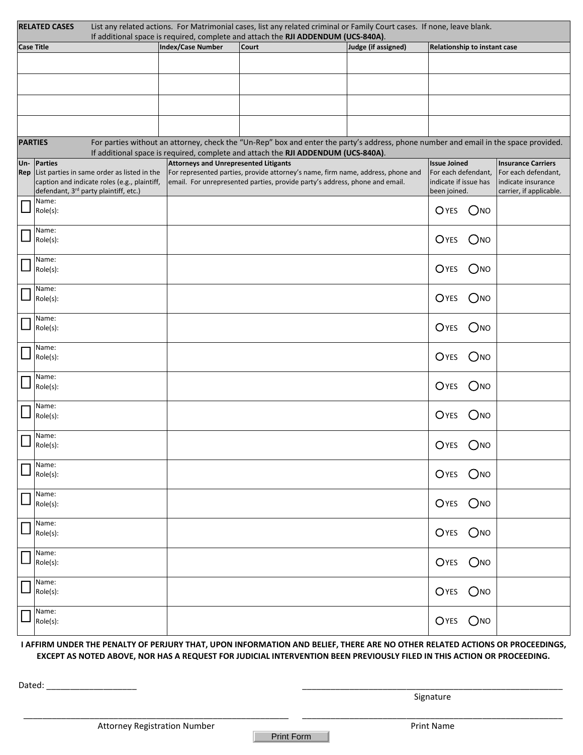| **RELATED CASES** List any related actions. For Matrimonial cases, list any related criminal or Family Court cases. If none, leave blank. If additional space is required, complete and attach the **RJI ADDENDUM (UCS-840A)**. | | | | |
|---|---|---|---|---|
| **Case Title** | **Index/Case Number** | **Court** | **Judge (if assigned)** | **Relationship to instant case** |
| | | | | |
| | | | | |
| | | | | |
| | | | | |

**PARTIES** For parties without an attorney, check the "Un-Rep" box and enter the party's address, phone number and email in the space provided. If additional space is required, complete and attach the **RJI ADDENDUM (UCS-840A)**.

| **Un-Rep** | **Parties** List parties in same order as listed in the caption and indicate roles (e.g., plaintiff, defendant, 3rd party plaintiff, etc.) | **Attorneys and Unrepresented Litigants** For represented parties, provide attorney's name, firm name, address, phone and email. For unrepresented parties, provide party's address, phone and email. | **Issue Joined** For each defendant, indicate if issue has been joined. | **Insurance Carriers** For each defendant, indicate insurance carrier, if applicable. |
|---|---|---|---|---|
| ☐ | Name:<br>Role(s): | | ○ YES ○ NO | |
| ☐ | Name:<br>Role(s): | | ○ YES ○ NO | |
| ☐ | Name:<br>Role(s): | | ○ YES ○ NO | |
| ☐ | Name:<br>Role(s): | | ○ YES ○ NO | |
| ☐ | Name:<br>Role(s): | | ○ YES ○ NO | |
| ☐ | Name:<br>Role(s): | | ○ YES ○ NO | |
| ☐ | Name:<br>Role(s): | | ○ YES ○ NO | |
| ☐ | Name:<br>Role(s): | | ○ YES ○ NO | |
| ☐ | Name:<br>Role(s): | | ○ YES ○ NO | |
| ☐ | Name:<br>Role(s): | | ○ YES ○ NO | |
| ☐ | Name:<br>Role(s): | | ○ YES ○ NO | |
| ☐ | Name:<br>Role(s): | | ○ YES ○ NO | |
| ☐ | Name:<br>Role(s): | | ○ YES ○ NO | |
| ☐ | Name:<br>Role(s): | | ○ YES ○ NO | |
| ☐ | Name:<br>Role(s): | | ○ YES ○ NO | |

**I AFFIRM UNDER THE PENALTY OF PERJURY THAT, UPON INFORMATION AND BELIEF, THERE ARE NO OTHER RELATED ACTIONS OR PROCEEDINGS, EXCEPT AS NOTED ABOVE, NOR HAS A REQUEST FOR JUDICIAL INTERVENTION BEEN PREVIOUSLY FILED IN THIS ACTION OR PROCEEDING.**

Dated: ____________________

____________________________________________________________
Signature

____________________________________________________________
Attorney Registration Number

____________________________________________________________
Print Name

Print Form